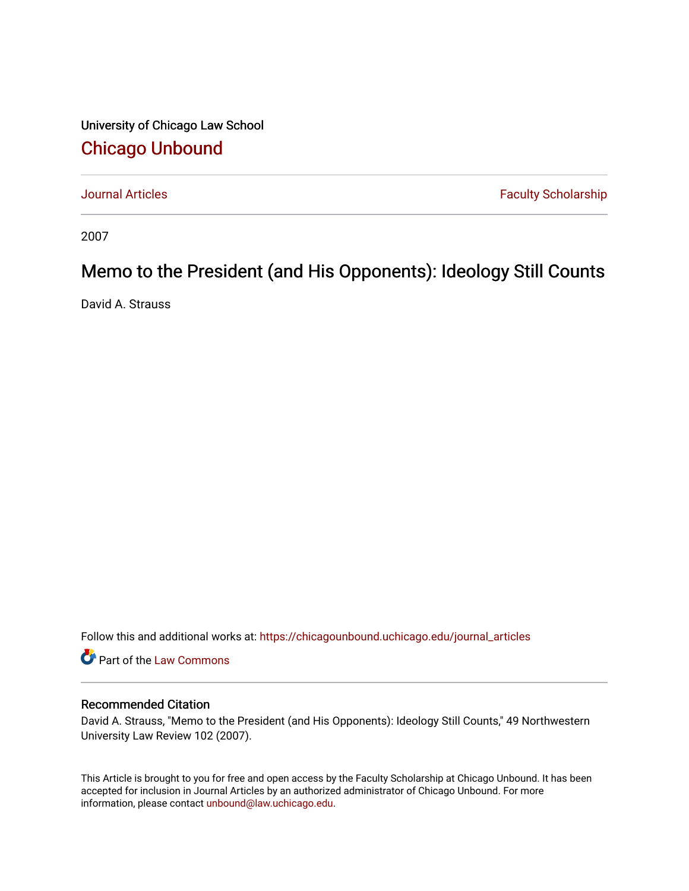University of Chicago Law School

# Chicago Unbound

Journal Articles | Faculty Scholarship

2007

# Memo to the President (and His Opponents): Ideology Still Counts

David A. Strauss

Follow this and additional works at: https://chicagounbound.uchicago.edu/journal_articles

Part of the Law Commons

## Recommended Citation

David A. Strauss, "Memo to the President (and His Opponents): Ideology Still Counts," 49 Northwestern University Law Review 102 (2007).

This Article is brought to you for free and open access by the Faculty Scholarship at Chicago Unbound. It has been accepted for inclusion in Journal Articles by an authorized administrator of Chicago Unbound. For more information, please contact unbound@law.uchicago.edu.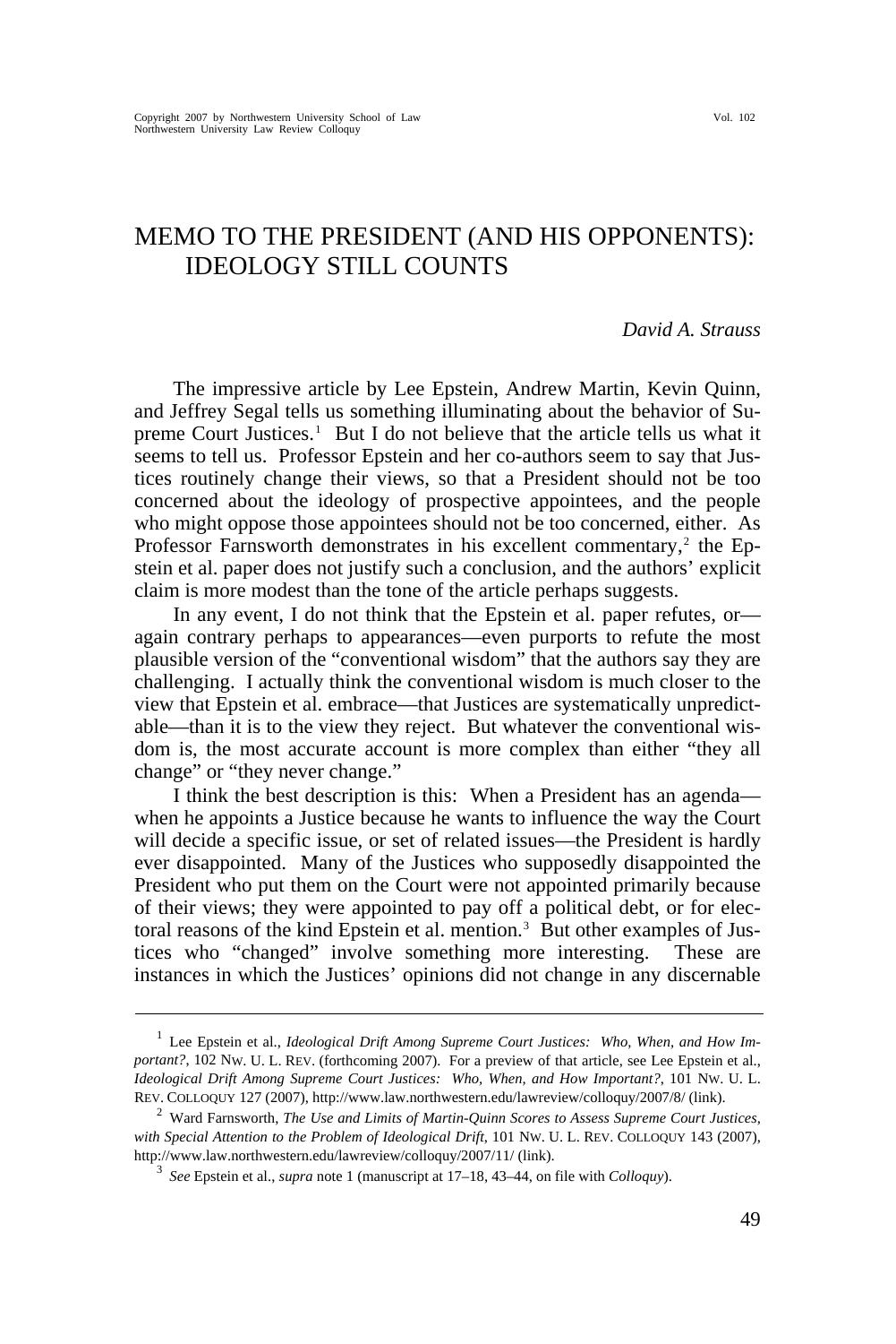# MEMO TO THE PRESIDENT (AND HIS OPPONENTS): IDEOLOGY STILL COUNTS

*David A. Strauss*

The impressive article by Lee Epstein, Andrew Martin, Kevin Quinn, and Jeffrey Segal tells us something illuminating about the behavior of Supreme Court Justices.[1] But I do not believe that the article tells us what it seems to tell us. Professor Epstein and her co-authors seem to say that Justices routinely change their views, so that a President should not be too concerned about the ideology of prospective appointees, and the people who might oppose those appointees should not be too concerned, either. As Professor Farnsworth demonstrates in his excellent commentary,[2] the Epstein et al. paper does not justify such a conclusion, and the authors' explicit claim is more modest than the tone of the article perhaps suggests.

In any event, I do not think that the Epstein et al. paper refutes, or—again contrary perhaps to appearances—even purports to refute the most plausible version of the "conventional wisdom" that the authors say they are challenging. I actually think the conventional wisdom is much closer to the view that Epstein et al. embrace—that Justices are systematically unpredictable—than it is to the view they reject. But whatever the conventional wisdom is, the most accurate account is more complex than either "they all change" or "they never change."

I think the best description is this: When a President has an agenda—when he appoints a Justice because he wants to influence the way the Court will decide a specific issue, or set of related issues—the President is hardly ever disappointed. Many of the Justices who supposedly disappointed the President who put them on the Court were not appointed primarily because of their views; they were appointed to pay off a political debt, or for electoral reasons of the kind Epstein et al. mention.[3] But other examples of Justices who "changed" involve something more interesting. These are instances in which the Justices' opinions did not change in any discernable

---

[1] Lee Epstein et al., *Ideological Drift Among Supreme Court Justices: Who, When, and How Important?*, 102 NW. U. L. REV. (forthcoming 2007). For a preview of that article, see Lee Epstein et al., *Ideological Drift Among Supreme Court Justices: Who, When, and How Important?*, 101 NW. U. L. REV. COLLOQUY 127 (2007), http://www.law.northwestern.edu/lawreview/colloquy/2007/8/ (link).

[2] Ward Farnsworth, *The Use and Limits of Martin-Quinn Scores to Assess Supreme Court Justices, with Special Attention to the Problem of Ideological Drift*, 101 NW. U. L. REV. COLLOQUY 143 (2007), http://www.law.northwestern.edu/lawreview/colloquy/2007/11/ (link).

[3] *See* Epstein et al., *supra* note 1 (manuscript at 17–18, 43–44, on file with *Colloquy*).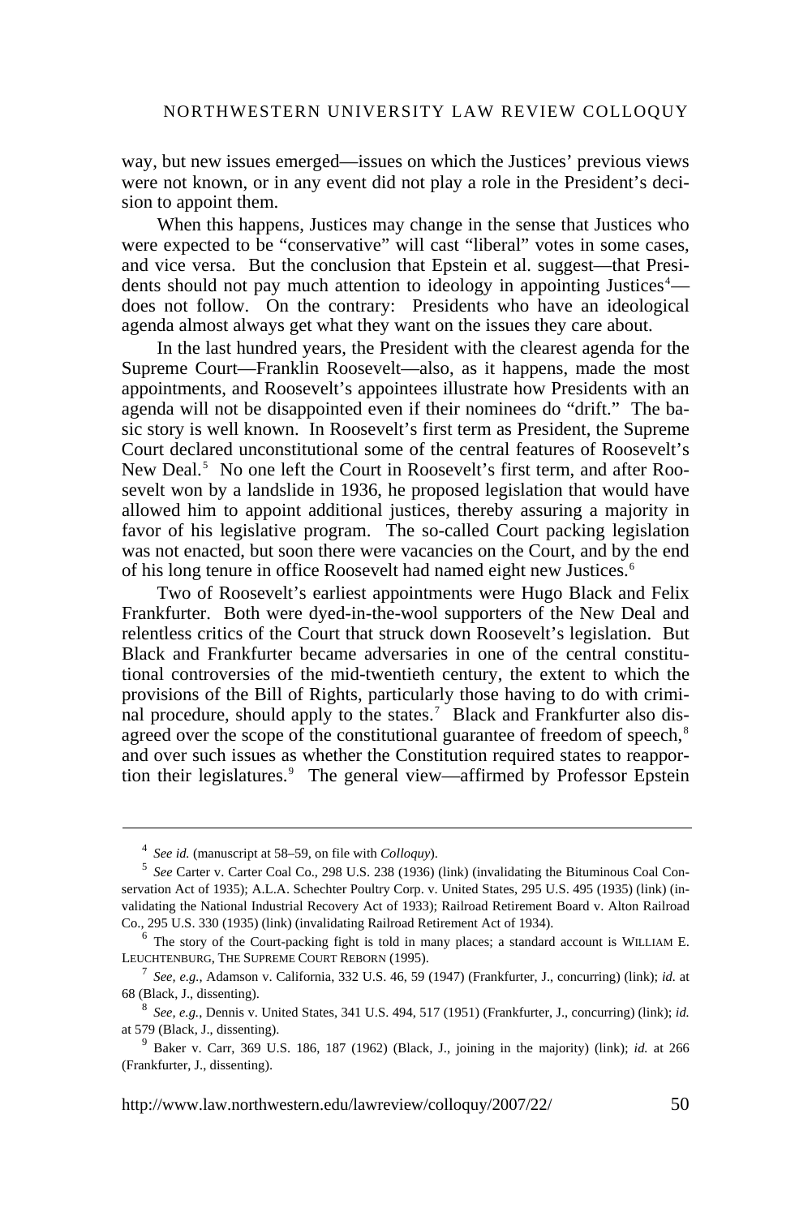way, but new issues emerged—issues on which the Justices' previous views were not known, or in any event did not play a role in the President's decision to appoint them.

When this happens, Justices may change in the sense that Justices who were expected to be "conservative" will cast "liberal" votes in some cases, and vice versa. But the conclusion that Epstein et al. suggest—that Presidents should not pay much attention to ideology in appointing Justices[4]—does not follow. On the contrary: Presidents who have an ideological agenda almost always get what they want on the issues they care about.

In the last hundred years, the President with the clearest agenda for the Supreme Court—Franklin Roosevelt—also, as it happens, made the most appointments, and Roosevelt's appointees illustrate how Presidents with an agenda will not be disappointed even if their nominees do "drift." The basic story is well known. In Roosevelt's first term as President, the Supreme Court declared unconstitutional some of the central features of Roosevelt's New Deal.[5] No one left the Court in Roosevelt's first term, and after Roosevelt won by a landslide in 1936, he proposed legislation that would have allowed him to appoint additional justices, thereby assuring a majority in favor of his legislative program. The so-called Court packing legislation was not enacted, but soon there were vacancies on the Court, and by the end of his long tenure in office Roosevelt had named eight new Justices.[6]

Two of Roosevelt's earliest appointments were Hugo Black and Felix Frankfurter. Both were dyed-in-the-wool supporters of the New Deal and relentless critics of the Court that struck down Roosevelt's legislation. But Black and Frankfurter became adversaries in one of the central constitutional controversies of the mid-twentieth century, the extent to which the provisions of the Bill of Rights, particularly those having to do with criminal procedure, should apply to the states.[7] Black and Frankfurter also disagreed over the scope of the constitutional guarantee of freedom of speech,[8] and over such issues as whether the Constitution required states to reapportion their legislatures.[9] The general view—affirmed by Professor Epstein

---

[4] *See id.* (manuscript at 58–59, on file with *Colloquy*).

[5] *See* Carter v. Carter Coal Co., 298 U.S. 238 (1936) (link) (invalidating the Bituminous Coal Conservation Act of 1935); A.L.A. Schechter Poultry Corp. v. United States, 295 U.S. 495 (1935) (link) (invalidating the National Industrial Recovery Act of 1933); Railroad Retirement Board v. Alton Railroad Co., 295 U.S. 330 (1935) (link) (invalidating Railroad Retirement Act of 1934).

[6] The story of the Court-packing fight is told in many places; a standard account is WILLIAM E. LEUCHTENBURG, THE SUPREME COURT REBORN (1995).

[7] *See, e.g.*, Adamson v. California, 332 U.S. 46, 59 (1947) (Frankfurter, J., concurring) (link); *id.* at 68 (Black, J., dissenting).

[8] *See, e.g.*, Dennis v. United States, 341 U.S. 494, 517 (1951) (Frankfurter, J., concurring) (link); *id.* at 579 (Black, J., dissenting).

[9] Baker v. Carr, 369 U.S. 186, 187 (1962) (Black, J., joining in the majority) (link); *id.* at 266 (Frankfurter, J., dissenting).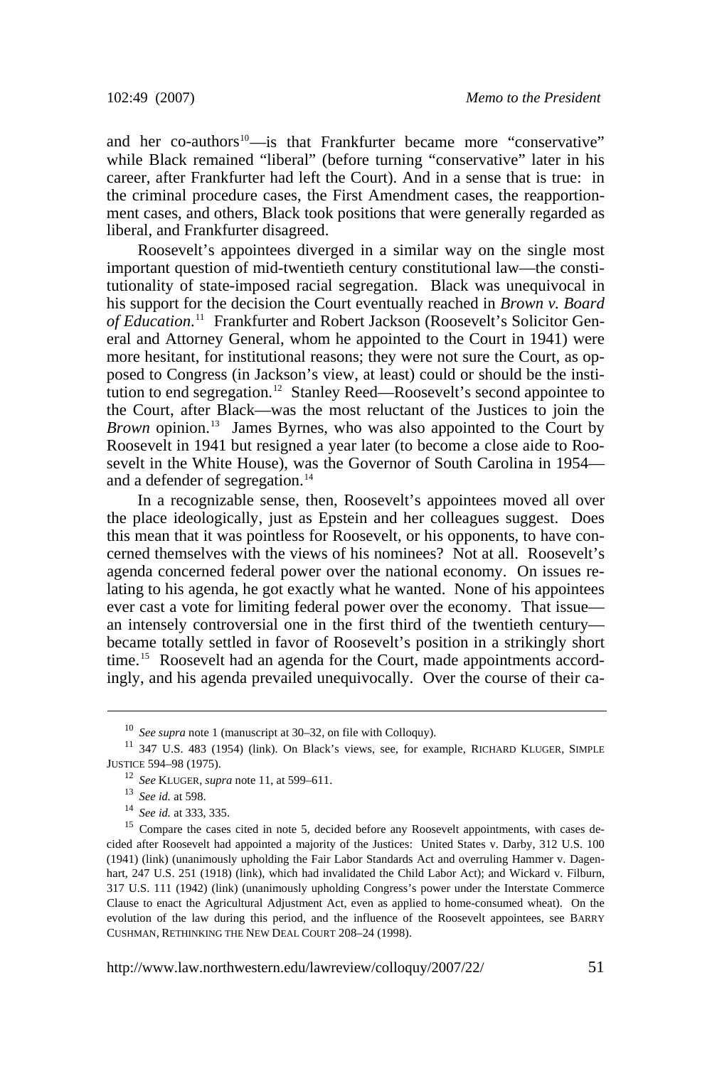and her co-authors[10]—is that Frankfurter became more "conservative" while Black remained "liberal" (before turning "conservative" later in his career, after Frankfurter had left the Court). And in a sense that is true: in the criminal procedure cases, the First Amendment cases, the reapportionment cases, and others, Black took positions that were generally regarded as liberal, and Frankfurter disagreed.

Roosevelt's appointees diverged in a similar way on the single most important question of mid-twentieth century constitutional law—the constitutionality of state-imposed racial segregation. Black was unequivocal in his support for the decision the Court eventually reached in *Brown v. Board of Education*.[11] Frankfurter and Robert Jackson (Roosevelt's Solicitor General and Attorney General, whom he appointed to the Court in 1941) were more hesitant, for institutional reasons; they were not sure the Court, as opposed to Congress (in Jackson's view, at least) could or should be the institution to end segregation.[12] Stanley Reed—Roosevelt's second appointee to the Court, after Black—was the most reluctant of the Justices to join the *Brown* opinion.[13] James Byrnes, who was also appointed to the Court by Roosevelt in 1941 but resigned a year later (to become a close aide to Roosevelt in the White House), was the Governor of South Carolina in 1954—and a defender of segregation.[14]

In a recognizable sense, then, Roosevelt's appointees moved all over the place ideologically, just as Epstein and her colleagues suggest. Does this mean that it was pointless for Roosevelt, or his opponents, to have concerned themselves with the views of his nominees? Not at all. Roosevelt's agenda concerned federal power over the national economy. On issues relating to his agenda, he got exactly what he wanted. None of his appointees ever cast a vote for limiting federal power over the economy. That issue—an intensely controversial one in the first third of the twentieth century—became totally settled in favor of Roosevelt's position in a strikingly short time.[15] Roosevelt had an agenda for the Court, made appointments accordingly, and his agenda prevailed unequivocally. Over the course of their ca-

---

[10] *See supra* note 1 (manuscript at 30–32, on file with Colloquy).

[11] 347 U.S. 483 (1954) (link). On Black's views, see, for example, RICHARD KLUGER, SIMPLE JUSTICE 594–98 (1975).

[12] *See* KLUGER, *supra* note 11, at 599–611.

[13] *See id.* at 598.

[14] *See id.* at 333, 335.

[15] Compare the cases cited in note 5, decided before any Roosevelt appointments, with cases decided after Roosevelt had appointed a majority of the Justices: United States v. Darby, 312 U.S. 100 (1941) (link) (unanimously upholding the Fair Labor Standards Act and overruling Hammer v. Dagenhart, 247 U.S. 251 (1918) (link), which had invalidated the Child Labor Act); and Wickard v. Filburn, 317 U.S. 111 (1942) (link) (unanimously upholding Congress's power under the Interstate Commerce Clause to enact the Agricultural Adjustment Act, even as applied to home-consumed wheat). On the evolution of the law during this period, and the influence of the Roosevelt appointees, see BARRY CUSHMAN, RETHINKING THE NEW DEAL COURT 208–24 (1998).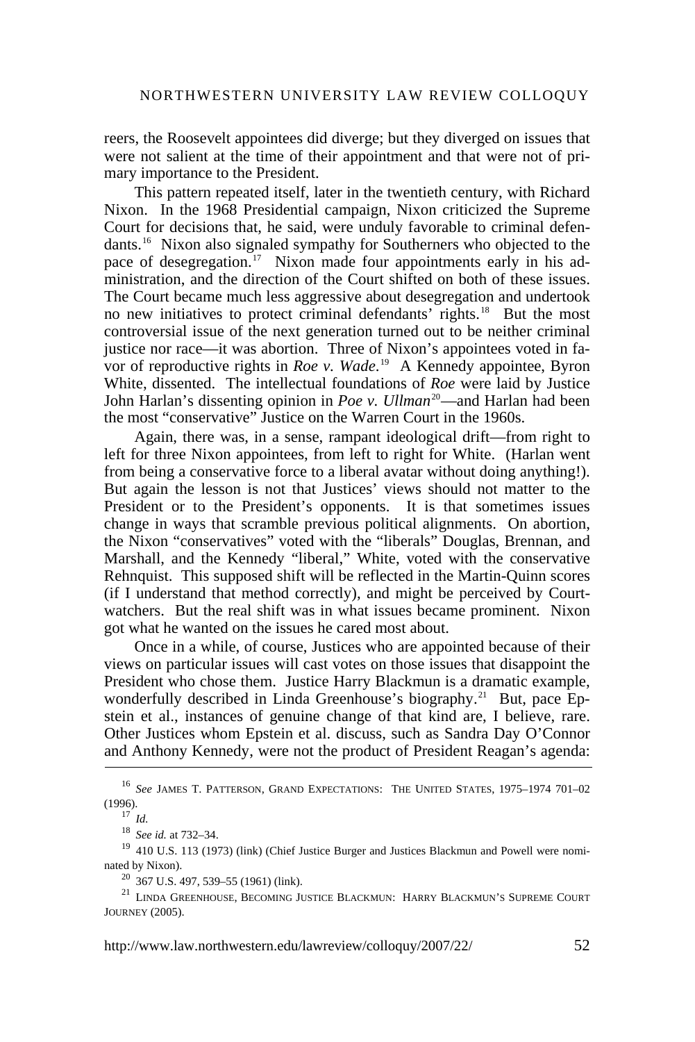reers, the Roosevelt appointees did diverge; but they diverged on issues that were not salient at the time of their appointment and that were not of primary importance to the President.

This pattern repeated itself, later in the twentieth century, with Richard Nixon. In the 1968 Presidential campaign, Nixon criticized the Supreme Court for decisions that, he said, were unduly favorable to criminal defendants.[16] Nixon also signaled sympathy for Southerners who objected to the pace of desegregation.[17] Nixon made four appointments early in his administration, and the direction of the Court shifted on both of these issues. The Court became much less aggressive about desegregation and undertook no new initiatives to protect criminal defendants' rights.[18] But the most controversial issue of the next generation turned out to be neither criminal justice nor race—it was abortion. Three of Nixon's appointees voted in favor of reproductive rights in *Roe v. Wade*.[19] A Kennedy appointee, Byron White, dissented. The intellectual foundations of *Roe* were laid by Justice John Harlan's dissenting opinion in *Poe v. Ullman*[20]—and Harlan had been the most "conservative" Justice on the Warren Court in the 1960s.

Again, there was, in a sense, rampant ideological drift—from right to left for three Nixon appointees, from left to right for White. (Harlan went from being a conservative force to a liberal avatar without doing anything!). But again the lesson is not that Justices' views should not matter to the President or to the President's opponents. It is that sometimes issues change in ways that scramble previous political alignments. On abortion, the Nixon "conservatives" voted with the "liberals" Douglas, Brennan, and Marshall, and the Kennedy "liberal," White, voted with the conservative Rehnquist. This supposed shift will be reflected in the Martin-Quinn scores (if I understand that method correctly), and might be perceived by Court-watchers. But the real shift was in what issues became prominent. Nixon got what he wanted on the issues he cared most about.

Once in a while, of course, Justices who are appointed because of their views on particular issues will cast votes on those issues that disappoint the President who chose them. Justice Harry Blackmun is a dramatic example, wonderfully described in Linda Greenhouse's biography.[21] But, pace Epstein et al., instances of genuine change of that kind are, I believe, rare. Other Justices whom Epstein et al. discuss, such as Sandra Day O'Connor and Anthony Kennedy, were not the product of President Reagan's agenda:

---

[16] *See* JAMES T. PATTERSON, GRAND EXPECTATIONS: THE UNITED STATES, 1975–1974 701–02 (1996).

[17] *Id.*

[18] *See id.* at 732–34.

[19] 410 U.S. 113 (1973) (link) (Chief Justice Burger and Justices Blackmun and Powell were nominated by Nixon).

[20] 367 U.S. 497, 539–55 (1961) (link).

[21] LINDA GREENHOUSE, BECOMING JUSTICE BLACKMUN: HARRY BLACKMUN'S SUPREME COURT JOURNEY (2005).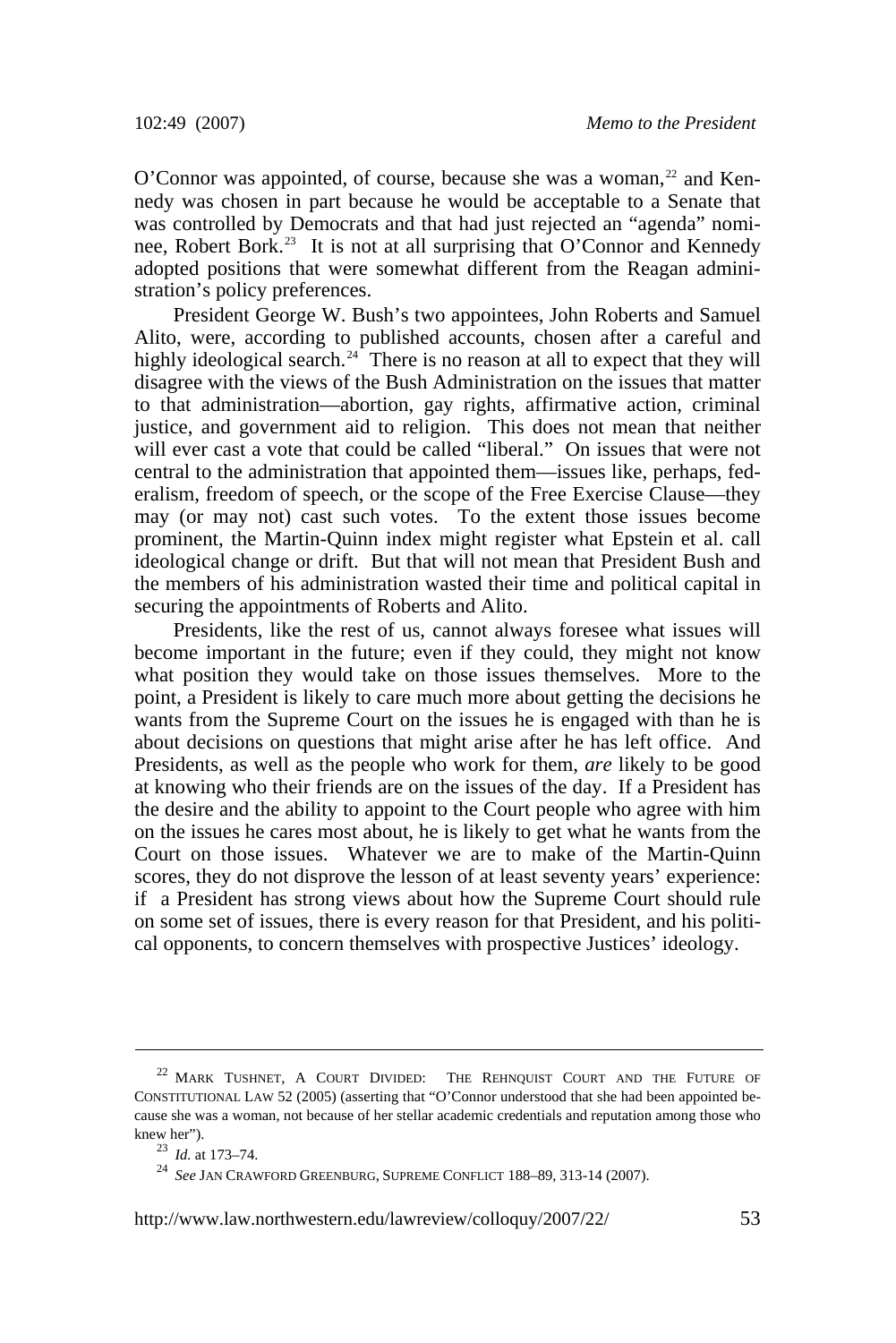O'Connor was appointed, of course, because she was a woman,[22] and Kennedy was chosen in part because he would be acceptable to a Senate that was controlled by Democrats and that had just rejected an "agenda" nominee, Robert Bork.[23] It is not at all surprising that O'Connor and Kennedy adopted positions that were somewhat different from the Reagan administration's policy preferences.

President George W. Bush's two appointees, John Roberts and Samuel Alito, were, according to published accounts, chosen after a careful and highly ideological search.[24] There is no reason at all to expect that they will disagree with the views of the Bush Administration on the issues that matter to that administration—abortion, gay rights, affirmative action, criminal justice, and government aid to religion. This does not mean that neither will ever cast a vote that could be called "liberal." On issues that were not central to the administration that appointed them—issues like, perhaps, federalism, freedom of speech, or the scope of the Free Exercise Clause—they may (or may not) cast such votes. To the extent those issues become prominent, the Martin-Quinn index might register what Epstein et al. call ideological change or drift. But that will not mean that President Bush and the members of his administration wasted their time and political capital in securing the appointments of Roberts and Alito.

Presidents, like the rest of us, cannot always foresee what issues will become important in the future; even if they could, they might not know what position they would take on those issues themselves. More to the point, a President is likely to care much more about getting the decisions he wants from the Supreme Court on the issues he is engaged with than he is about decisions on questions that might arise after he has left office. And Presidents, as well as the people who work for them, *are* likely to be good at knowing who their friends are on the issues of the day. If a President has the desire and the ability to appoint to the Court people who agree with him on the issues he cares most about, he is likely to get what he wants from the Court on those issues. Whatever we are to make of the Martin-Quinn scores, they do not disprove the lesson of at least seventy years' experience: if a President has strong views about how the Supreme Court should rule on some set of issues, there is every reason for that President, and his political opponents, to concern themselves with prospective Justices' ideology.

---

[22] MARK TUSHNET, A COURT DIVIDED: THE REHNQUIST COURT AND THE FUTURE OF CONSTITUTIONAL LAW 52 (2005) (asserting that "O'Connor understood that she had been appointed because she was a woman, not because of her stellar academic credentials and reputation among those who knew her").

[23] *Id.* at 173–74.

[24] *See* JAN CRAWFORD GREENBURG, SUPREME CONFLICT 188–89, 313-14 (2007).